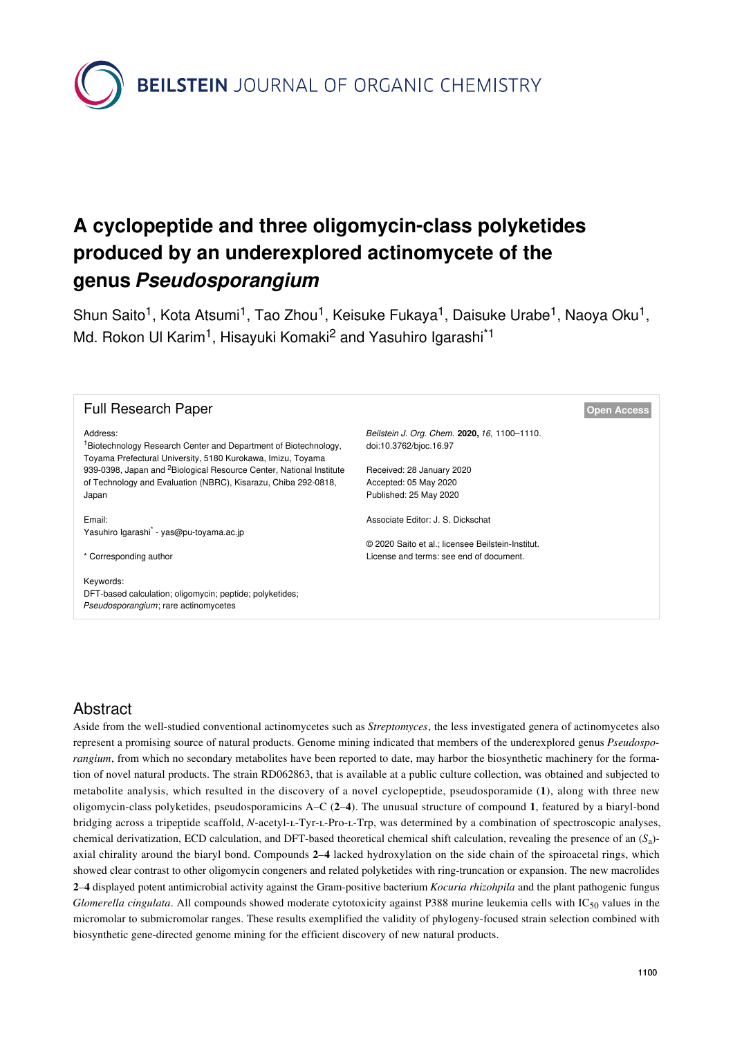BEILSTEIN JOURNAL OF ORGANIC CHEMISTRY

# A cyclopeptide and three oligomycin-class polyketides produced by an underexplored actinomycete of the genus *Pseudosporangium*

Shun Saito[1], Kota Atsumi[1], Tao Zhou[1], Keisuke Fukaya[1], Daisuke Urabe[1], Naoya Oku[1], Md. Rokon Ul Karim[1], Hisayuki Komaki[2] and Yasuhiro Igarashi[*1]

Full Research Paper

Open Access

Address:
[1]Biotechnology Research Center and Department of Biotechnology, Toyama Prefectural University, 5180 Kurokawa, Imizu, Toyama 939-0398, Japan and [2]Biological Resource Center, National Institute of Technology and Evaluation (NBRC), Kisarazu, Chiba 292-0818, Japan

Email:
Yasuhiro Igarashi[*] - yas@pu-toyama.ac.jp

* Corresponding author

Keywords:
DFT-based calculation; oligomycin; peptide; polyketides; *Pseudosporangium*; rare actinomycetes

*Beilstein J. Org. Chem.* **2020,** *16,* 1100–1110.
doi:10.3762/bjoc.16.97

Received: 28 January 2020
Accepted: 05 May 2020
Published: 25 May 2020

Associate Editor: J. S. Dickschat

© 2020 Saito et al.; licensee Beilstein-Institut.
License and terms: see end of document.

## Abstract

Aside from the well-studied conventional actinomycetes such as *Streptomyces*, the less investigated genera of actinomycetes also represent a promising source of natural products. Genome mining indicated that members of the underexplored genus *Pseudosporangium*, from which no secondary metabolites have been reported to date, may harbor the biosynthetic machinery for the formation of novel natural products. The strain RD062863, that is available at a public culture collection, was obtained and subjected to metabolite analysis, which resulted in the discovery of a novel cyclopeptide, pseudosporamide (**1**), along with three new oligomycin-class polyketides, pseudosporamicins A–C (**2**–**4**). The unusual structure of compound **1**, featured by a biaryl-bond bridging across a tripeptide scaffold, *N*-acetyl-L-Tyr-L-Pro-L-Trp, was determined by a combination of spectroscopic analyses, chemical derivatization, ECD calculation, and DFT-based theoretical chemical shift calculation, revealing the presence of an ($S_a$)-axial chirality around the biaryl bond. Compounds **2**–**4** lacked hydroxylation on the side chain of the spiroacetal rings, which showed clear contrast to other oligomycin congeners and related polyketides with ring-truncation or expansion. The new macrolides **2**–**4** displayed potent antimicrobial activity against the Gram-positive bacterium *Kocuria rhizohpila* and the plant pathogenic fungus *Glomerella cingulata*. All compounds showed moderate cytotoxicity against P388 murine leukemia cells with $IC_{50}$ values in the micromolar to submicromolar ranges. These results exemplified the validity of phylogeny-focused strain selection combined with biosynthetic gene-directed genome mining for the efficient discovery of new natural products.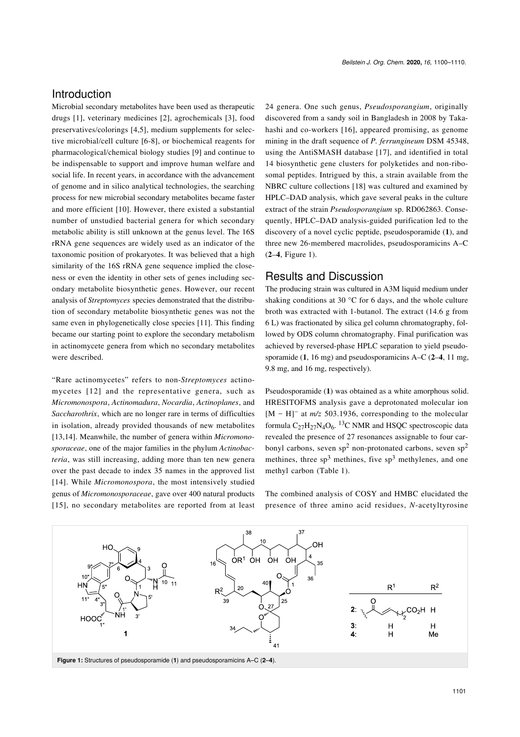## Introduction

Microbial secondary metabolites have been used as therapeutic drugs [1], veterinary medicines [2], agrochemicals [3], food preservatives/colorings [4,5], medium supplements for selective microbial/cell culture [6-8], or biochemical reagents for pharmacological/chemical biology studies [9] and continue to be indispensable to support and improve human welfare and social life. In recent years, in accordance with the advancement of genome and in silico analytical technologies, the searching process for new microbial secondary metabolites became faster and more efficient [10]. However, there existed a substantial number of unstudied bacterial genera for which secondary metabolic ability is still unknown at the genus level. The 16S rRNA gene sequences are widely used as an indicator of the taxonomic position of prokaryotes. It was believed that a high similarity of the 16S rRNA gene sequence implied the closeness or even the identity in other sets of genes including secondary metabolite biosynthetic genes. However, our recent analysis of *Streptomyces* species demonstrated that the distribution of secondary metabolite biosynthetic genes was not the same even in phylogenetically close species [11]. This finding became our starting point to explore the secondary metabolism in actinomycete genera from which no secondary metabolites were described.

"Rare actinomycetes" refers to non-*Streptomyces* actinomycetes [12] and the representative genera, such as *Micromonospora*, *Actinomadura*, *Nocardia*, *Actinoplanes*, and *Saccharothrix*, which are no longer rare in terms of difficulties in isolation, already provided thousands of new metabolites [13,14]. Meanwhile, the number of genera within *Micromonosporaceae*, one of the major families in the phylum *Actinobacteria*, was still increasing, adding more than ten new genera over the past decade to index 35 names in the approved list [14]. While *Micromonospora*, the most intensively studied genus of *Micromonosporaceae*, gave over 400 natural products [15], no secondary metabolites are reported from at least 24 genera. One such genus, *Pseudosporangium*, originally discovered from a sandy soil in Bangladesh in 2008 by Takahashi and co-workers [16], appeared promising, as genome mining in the draft sequence of *P. ferrungineum* DSM 45348, using the AntiSMASH database [17], and identified in total 14 biosynthetic gene clusters for polyketides and non-ribosomal peptides. Intrigued by this, a strain available from the NBRC culture collections [18] was cultured and examined by HPLC–DAD analysis, which gave several peaks in the culture extract of the strain *Pseudosporangium* sp. RD062863. Consequently, HPLC–DAD analysis-guided purification led to the discovery of a novel cyclic peptide, pseudosporamide (**1**), and three new 26-membered macrolides, pseudosporamicins A–C (**2**–**4**, Figure 1).

## Results and Discussion

The producing strain was cultured in A3M liquid medium under shaking conditions at 30 °C for 6 days, and the whole culture broth was extracted with 1-butanol. The extract (14.6 g from 6 L) was fractionated by silica gel column chromatography, followed by ODS column chromatography. Final purification was achieved by reversed-phase HPLC separation to yield pseudosporamide (**1**, 16 mg) and pseudosporamicins A–C (**2**–**4**, 11 mg, 9.8 mg, and 16 mg, respectively).

Pseudosporamide (**1**) was obtained as a white amorphous solid. HRESITOFMS analysis gave a deprotonated molecular ion $[M - H]^-$ at *m/z* 503.1936, corresponding to the molecular formula $C_{27}H_{27}N_4O_6$. $^{13}C$ NMR and HSQC spectroscopic data revealed the presence of 27 resonances assignable to four carbonyl carbons, seven $sp^2$ non-protonated carbons, seven $sp^2$ methines, three $sp^3$ methines, five $sp^3$ methylenes, and one methyl carbon (Table 1).

The combined analysis of COSY and HMBC elucidated the presence of three amino acid residues, *N*-acetyltyrosine

Figure 1: Structures of pseudosporamide (1) and pseudosporamicins A–C (2–4).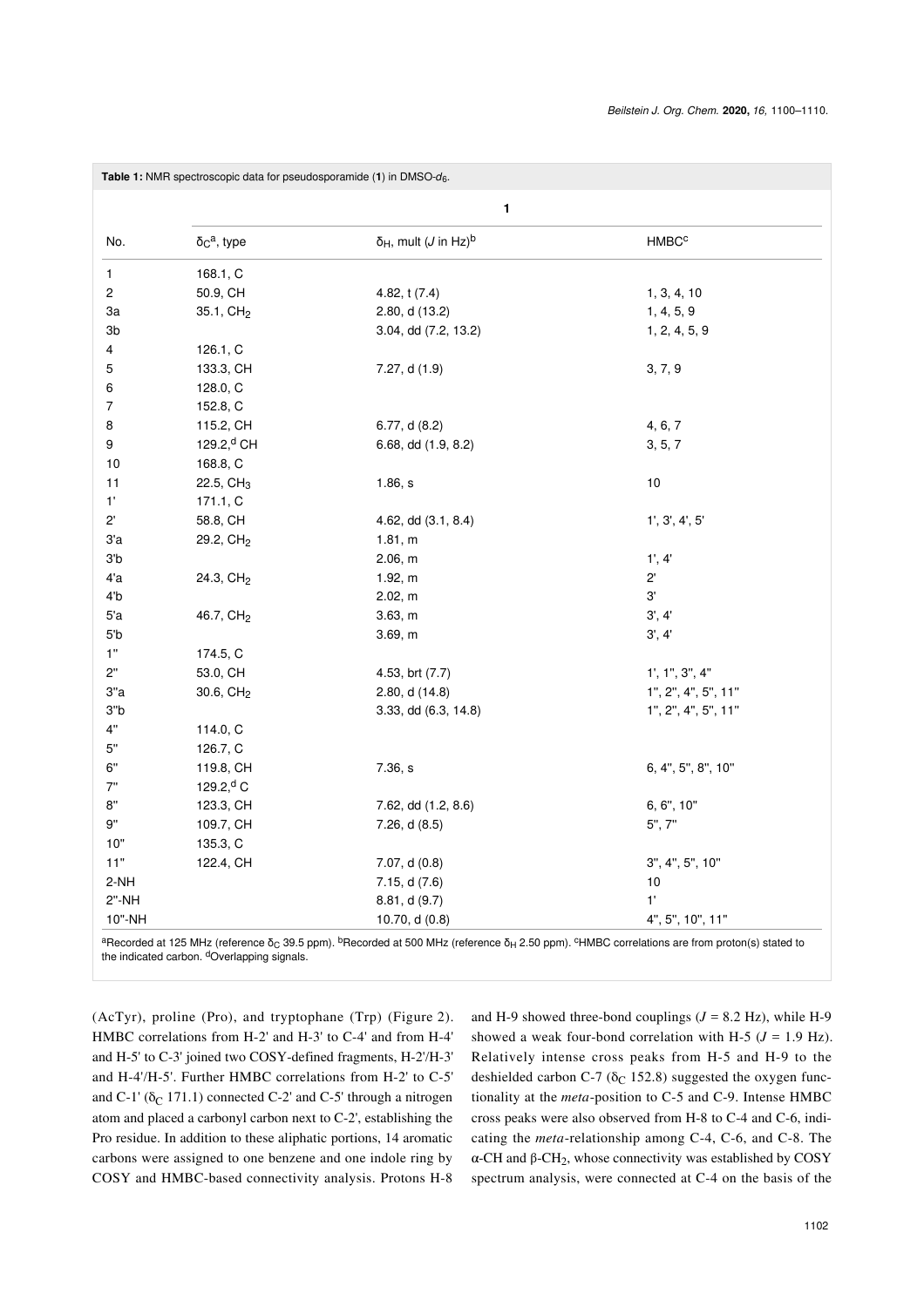**Table 1:** NMR spectroscopic data for pseudosporamide (**1**) in DMSO-$d_6$.

| | **1** | | |
|---|---|---|---|
| No. | $\delta_C$[a], type | $\delta_H$, mult ($J$ in Hz)[b] | HMBC[c] |
| 1 | 168.1, C | | |
| 2 | 50.9, CH | 4.82, t (7.4) | 1, 3, 4, 10 |
| 3a | 35.1, $CH_2$ | 2.80, d (13.2) | 1, 4, 5, 9 |
| 3b | | 3.04, dd (7.2, 13.2) | 1, 2, 4, 5, 9 |
| 4 | 126.1, C | | |
| 5 | 133.3, CH | 7.27, d (1.9) | 3, 7, 9 |
| 6 | 128.0, C | | |
| 7 | 152.8, C | | |
| 8 | 115.2, CH | 6.77, d (8.2) | 4, 6, 7 |
| 9 | 129.2,[d] CH | 6.68, dd (1.9, 8.2) | 3, 5, 7 |
| 10 | 168.8, C | | |
| 11 | 22.5, $CH_3$ | 1.86, s | 10 |
| 1' | 171.1, C | | |
| 2' | 58.8, CH | 4.62, dd (3.1, 8.4) | 1', 3', 4', 5' |
| 3'a | 29.2, $CH_2$ | 1.81, m | |
| 3'b | | 2.06, m | 1', 4' |
| 4'a | 24.3, $CH_2$ | 1.92, m | 2' |
| 4'b | | 2.02, m | 3' |
| 5'a | 46.7, $CH_2$ | 3.63, m | 3', 4' |
| 5'b | | 3.69, m | 3', 4' |
| 1'' | 174.5, C | | |
| 2'' | 53.0, CH | 4.53, brt (7.7) | 1', 1'', 3'', 4'' |
| 3''a | 30.6, $CH_2$ | 2.80, d (14.8) | 1'', 2'', 4'', 5'', 11'' |
| 3''b | | 3.33, dd (6.3, 14.8) | 1'', 2'', 4'', 5'', 11'' |
| 4'' | 114.0, C | | |
| 5'' | 126.7, C | | |
| 6'' | 119.8, CH | 7.36, s | 6, 4'', 5'', 8'', 10'' |
| 7'' | 129.2,[d] C | | |
| 8'' | 123.3, CH | 7.62, dd (1.2, 8.6) | 6, 6'', 10'' |
| 9'' | 109.7, CH | 7.26, d (8.5) | 5'', 7'' |
| 10'' | 135.3, C | | |
| 11'' | 122.4, CH | 7.07, d (0.8) | 3'', 4'', 5'', 10'' |
| 2-NH | | 7.15, d (7.6) | 10 |
| 2''-NH | | 8.81, d (9.7) | 1' |
| 10''-NH | | 10.70, d (0.8) | 4'', 5'', 10'', 11'' |

[a]Recorded at 125 MHz (reference $\delta_C$ 39.5 ppm). [b]Recorded at 500 MHz (reference $\delta_H$ 2.50 ppm). [c]HMBC correlations are from proton(s) stated to the indicated carbon. [d]Overlapping signals.

(AcTyr), proline (Pro), and tryptophane (Trp) (Figure 2). HMBC correlations from H-2' and H-3' to C-4' and from H-4' and H-5' to C-3' joined two COSY-defined fragments, H-2'/H-3' and H-4'/H-5'. Further HMBC correlations from H-2' to C-5' and C-1' ($\delta_C$ 171.1) connected C-2' and C-5' through a nitrogen atom and placed a carbonyl carbon next to C-2', establishing the Pro residue. In addition to these aliphatic portions, 14 aromatic carbons were assigned to one benzene and one indole ring by COSY and HMBC-based connectivity analysis. Protons H-8 and H-9 showed three-bond couplings ($J$ = 8.2 Hz), while H-9 showed a weak four-bond correlation with H-5 ($J$ = 1.9 Hz). Relatively intense cross peaks from H-5 and H-9 to the deshielded carbon C-7 ($\delta_C$ 152.8) suggested the oxygen functionality at the *meta*-position to C-5 and C-9. Intense HMBC cross peaks were also observed from H-8 to C-4 and C-6, indicating the *meta*-relationship among C-4, C-6, and C-8. The α-CH and β-$CH_2$, whose connectivity was established by COSY spectrum analysis, were connected at C-4 on the basis of the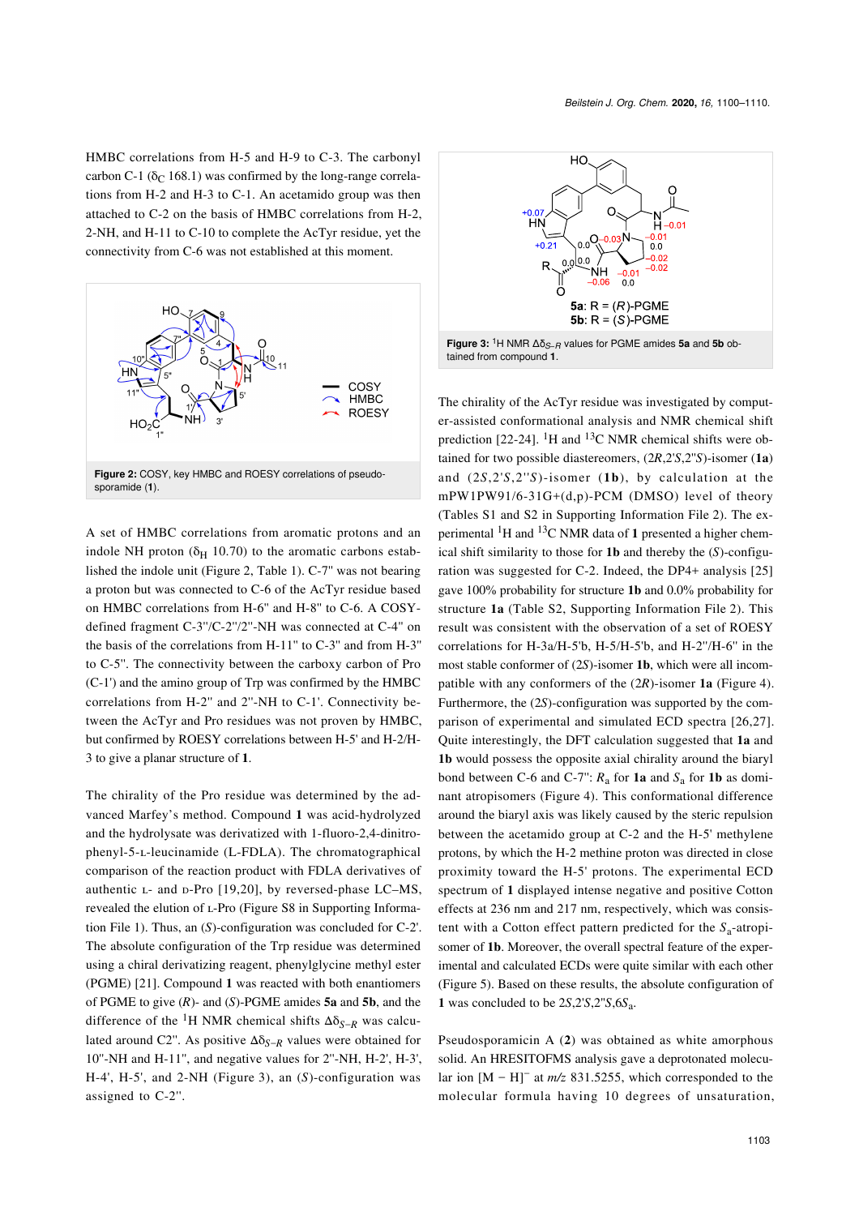HMBC correlations from H-5 and H-9 to C-3. The carbonyl carbon C-1 ($\delta_C$ 168.1) was confirmed by the long-range correlations from H-2 and H-3 to C-1. An acetamido group was then attached to C-2 on the basis of HMBC correlations from H-2, 2-NH, and H-11 to C-10 to complete the AcTyr residue, yet the connectivity from C-6 was not established at this moment.

**Figure 2:** COSY, key HMBC and ROESY correlations of pseudosporamide (**1**).

A set of HMBC correlations from aromatic protons and an indole NH proton ($\delta_H$ 10.70) to the aromatic carbons established the indole unit (Figure 2, Table 1). C-7'' was not bearing a proton but was connected to C-6 of the AcTyr residue based on HMBC correlations from H-6'' and H-8'' to C-6. A COSY-defined fragment C-3''/C-2''/2''-NH was connected at C-4'' on the basis of the correlations from H-11'' to C-3'' and from H-3'' to C-5''. The connectivity between the carboxy carbon of Pro (C-1') and the amino group of Trp was confirmed by the HMBC correlations from H-2'' and 2''-NH to C-1'. Connectivity between the AcTyr and Pro residues was not proven by HMBC, but confirmed by ROESY correlations between H-5' and H-2/H-3 to give a planar structure of **1**.

The chirality of the Pro residue was determined by the advanced Marfey's method. Compound **1** was acid-hydrolyzed and the hydrolysate was derivatized with 1-fluoro-2,4-dinitrophenyl-5-L-leucinamide (L-FDLA). The chromatographical comparison of the reaction product with FDLA derivatives of authentic L- and D-Pro [19,20], by reversed-phase LC–MS, revealed the elution of L-Pro (Figure S8 in Supporting Information File 1). Thus, an (*S*)-configuration was concluded for C-2'. The absolute configuration of the Trp residue was determined using a chiral derivatizing reagent, phenylglycine methyl ester (PGME) [21]. Compound **1** was reacted with both enantiomers of PGME to give (*R*)- and (*S*)-PGME amides **5a** and **5b**, and the difference of the [1]H NMR chemical shifts $\Delta\delta_{S-R}$ was calculated around C2''. As positive $\Delta\delta_{S-R}$ values were obtained for 10''-NH and H-11'', and negative values for 2''-NH, H-2', H-3', H-4', H-5', and 2-NH (Figure 3), an (*S*)-configuration was assigned to C-2''.

**Figure 3:** [1]H NMR $\Delta\delta_{S-R}$ values for PGME amides **5a** and **5b** obtained from compound **1**.

The chirality of the AcTyr residue was investigated by computer-assisted conformational analysis and NMR chemical shift prediction [22-24]. [1]H and [13]C NMR chemical shifts were obtained for two possible diastereomers, (2*R*,2'*S*,2''*S*)-isomer (**1a**) and (2*S*,2'*S*,2''*S*)-isomer (**1b**), by calculation at the mPW1PW91/6-31G+(d,p)-PCM (DMSO) level of theory (Tables S1 and S2 in Supporting Information File 2). The experimental [1]H and [13]C NMR data of **1** presented a higher chemical shift similarity to those for **1b** and thereby the (*S*)-configuration was suggested for C-2. Indeed, the DP4+ analysis [25] gave 100% probability for structure **1b** and 0.0% probability for structure **1a** (Table S2, Supporting Information File 2). This result was consistent with the observation of a set of ROESY correlations for H-3a/H-5'b, H-5/H-5'b, and H-2''/H-6'' in the most stable conformer of (2*S*)-isomer **1b**, which were all incompatible with any conformers of the (2*R*)-isomer **1a** (Figure 4). Furthermore, the (2*S*)-configuration was supported by the comparison of experimental and simulated ECD spectra [26,27]. Quite interestingly, the DFT calculation suggested that **1a** and **1b** would possess the opposite axial chirality around the biaryl bond between C-6 and C-7'': $R_a$ for **1a** and $S_a$ for **1b** as dominant atropisomers (Figure 4). This conformational difference around the biaryl axis was likely caused by the steric repulsion between the acetamido group at C-2 and the H-5' methylene protons, by which the H-2 methine proton was directed in close proximity toward the H-5' protons. The experimental ECD spectrum of **1** displayed intense negative and positive Cotton effects at 236 nm and 217 nm, respectively, which was consistent with a Cotton effect pattern predicted for the $S_a$-atropisomer of **1b**. Moreover, the overall spectral feature of the experimental and calculated ECDs were quite similar with each other (Figure 5). Based on these results, the absolute configuration of **1** was concluded to be 2*S*,2'*S*,2''*S*,6$S_a$.

Pseudosporamicin A (**2**) was obtained as white amorphous solid. An HRESITOFMS analysis gave a deprotonated molecular ion [M − H]⁻ at *m/z* 831.5255, which corresponded to the molecular formula having 10 degrees of unsaturation,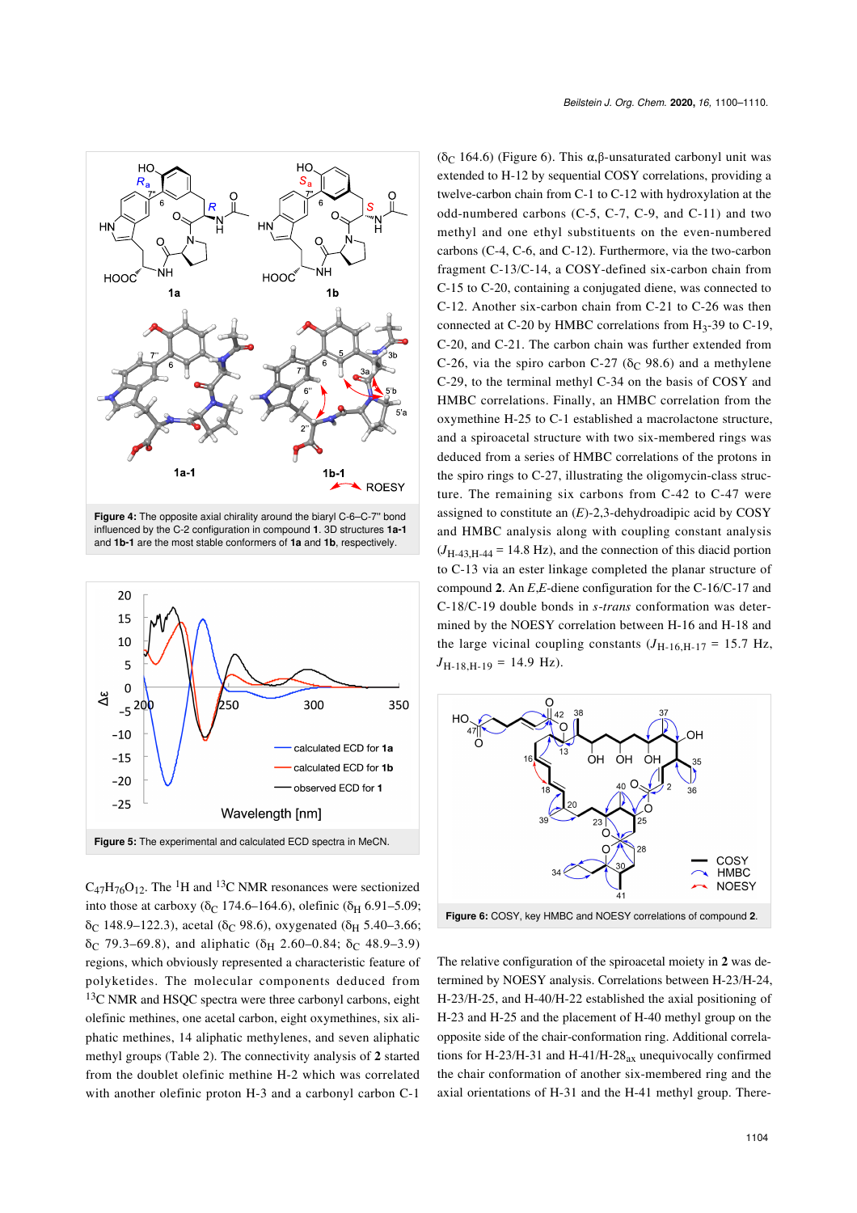Figure 4: The opposite axial chirality around the biaryl C-6–C-7'' bond influenced by the C-2 configuration in compound **1**. 3D structures **1a-1** and **1b-1** are the most stable conformers of **1a** and **1b**, respectively.

Figure 5: The experimental and calculated ECD spectra in MeCN.

$C_{47}H_{76}O_{12}$. The $^1H$ and $^{13}C$ NMR resonances were sectionized into those at carboxy ($\delta_C$ 174.6–164.6), olefinic ($\delta_H$ 6.91–5.09; $\delta_C$ 148.9–122.3), acetal ($\delta_C$ 98.6), oxygenated ($\delta_H$ 5.40–3.66; $\delta_C$ 79.3–69.8), and aliphatic ($\delta_H$ 2.60–0.84; $\delta_C$ 48.9–3.9) regions, which obviously represented a characteristic feature of polyketides. The molecular components deduced from $^{13}C$ NMR and HSQC spectra were three carbonyl carbons, eight olefinic methines, one acetal carbon, eight oxymethines, six aliphatic methines, 14 aliphatic methylenes, and seven aliphatic methyl groups (Table 2). The connectivity analysis of **2** started from the doublet olefinic methine H-2 which was correlated with another olefinic proton H-3 and a carbonyl carbon C-1 ($\delta_C$ 164.6) (Figure 6). This α,β-unsaturated carbonyl unit was extended to H-12 by sequential COSY correlations, providing a twelve-carbon chain from C-1 to C-12 with hydroxylation at the odd-numbered carbons (C-5, C-7, C-9, and C-11) and two methyl and one ethyl substituents on the even-numbered carbons (C-4, C-6, and C-12). Furthermore, via the two-carbon fragment C-13/C-14, a COSY-defined six-carbon chain from C-15 to C-20, containing a conjugated diene, was connected to C-12. Another six-carbon chain from C-21 to C-26 was then connected at C-20 by HMBC correlations from $H_3$-39 to C-19, C-20, and C-21. The carbon chain was further extended from C-26, via the spiro carbon C-27 ($\delta_C$ 98.6) and a methylene C-29, to the terminal methyl C-34 on the basis of COSY and HMBC correlations. Finally, an HMBC correlation from the oxymethine H-25 to C-1 established a macrolactone structure, and a spiroacetal structure with two six-membered rings was deduced from a series of HMBC correlations of the protons in the spiro rings to C-27, illustrating the oligomycin-class structure. The remaining six carbons from C-42 to C-47 were assigned to constitute an (*E*)-2,3-dehydroadipic acid by COSY and HMBC analysis along with coupling constant analysis ($J_{H\text{-}43,H\text{-}44}$ = 14.8 Hz), and the connection of this diacid portion to C-13 via an ester linkage completed the planar structure of compound **2**. An *E*,*E*-diene configuration for the C-16/C-17 and C-18/C-19 double bonds in *s-trans* conformation was determined by the NOESY correlation between H-16 and H-18 and the large vicinal coupling constants ($J_{H\text{-}16,H\text{-}17}$ = 15.7 Hz, $J_{H\text{-}18,H\text{-}19}$ = 14.9 Hz).

Figure 6: COSY, key HMBC and NOESY correlations of compound **2**.

The relative configuration of the spiroacetal moiety in **2** was determined by NOESY analysis. Correlations between H-23/H-24, H-23/H-25, and H-40/H-22 established the axial positioning of H-23 and H-25 and the placement of H-40 methyl group on the opposite side of the chair-conformation ring. Additional correlations for H-23/H-31 and H-41/H-$28_{ax}$ unequivocally confirmed the chair conformation of another six-membered ring and the axial orientations of H-31 and the H-41 methyl group. There-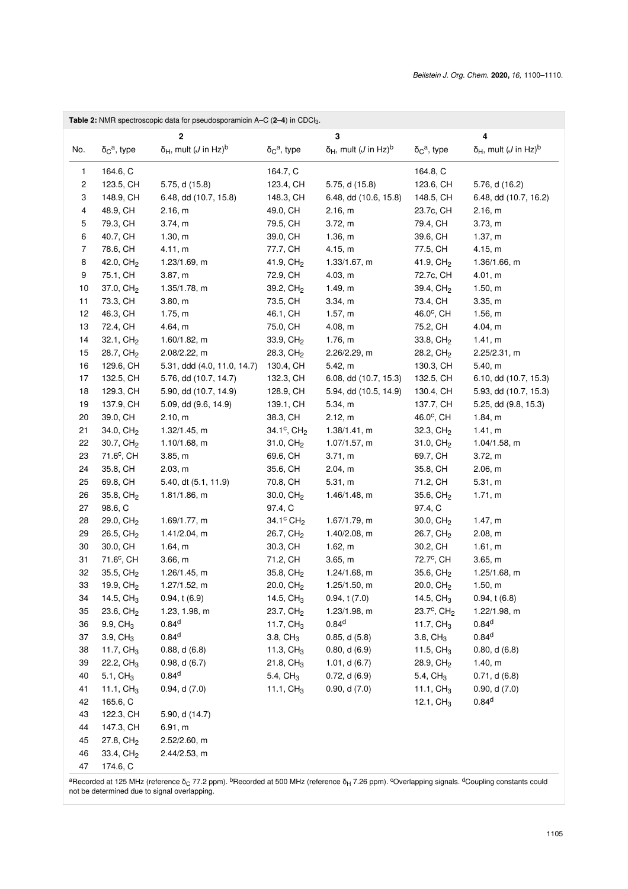**Table 2:** NMR spectroscopic data for pseudosporamicin A–C (**2**–**4**) in $CDCl_3$.

| | **2** | | **3** | | **4** | |
|---|---|---|---|---|---|---|
| No. | $\delta_C$[a], type | $\delta_H$, mult (*J* in Hz)[b] | $\delta_C$[a], type | $\delta_H$, mult (*J* in Hz)[b] | $\delta_C$[a], type | $\delta_H$, mult (*J* in Hz)[b] |
| 1 | 164.6, C | | 164.7, C | | 164.8, C | |
| 2 | 123.5, CH | 5.75, d (15.8) | 123.4, CH | 5.75, d (15.8) | 123.6, CH | 5.76, d (16.2) |
| 3 | 148.9, CH | 6.48, dd (10.7, 15.8) | 148.3, CH | 6.48, dd (10.6, 15.8) | 148.5, CH | 6.48, dd (10.7, 16.2) |
| 4 | 48.9, CH | 2.16, m | 49.0, CH | 2.16, m | 23.7c, CH | 2.16, m |
| 5 | 79.3, CH | 3.74, m | 79.5, CH | 3.72, m | 79.4, CH | 3.73, m |
| 6 | 40.7, CH | 1.30, m | 39.0, CH | 1.36, m | 39.6, CH | 1.37, m |
| 7 | 78.6, CH | 4.11, m | 77.7, CH | 4.15, m | 77.5, CH | 4.15, m |
| 8 | 42.0, $CH_2$ | 1.23/1.69, m | 41.9, $CH_2$ | 1.33/1.67, m | 41.9, $CH_2$ | 1.36/1.66, m |
| 9 | 75.1, CH | 3.87, m | 72.9, CH | 4.03, m | 72.7c, CH | 4.01, m |
| 10 | 37.0, $CH_2$ | 1.35/1.78, m | 39.2, $CH_2$ | 1.49, m | 39.4, $CH_2$ | 1.50, m |
| 11 | 73.3, CH | 3.80, m | 73.5, CH | 3.34, m | 73.4, CH | 3.35, m |
| 12 | 46.3, CH | 1.75, m | 46.1, CH | 1.57, m | 46.0[c], CH | 1.56, m |
| 13 | 72.4, CH | 4.64, m | 75.0, CH | 4.08, m | 75.2, CH | 4.04, m |
| 14 | 32.1, $CH_2$ | 1.60/1.82, m | 33.9, $CH_2$ | 1.76, m | 33.8, $CH_2$ | 1.41, m |
| 15 | 28.7, $CH_2$ | 2.08/2.22, m | 28.3, $CH_2$ | 2.26/2.29, m | 28.2, $CH_2$ | 2.25/2.31, m |
| 16 | 129.6, CH | 5.31, ddd (4.0, 11.0, 14.7) | 130.4, CH | 5.42, m | 130.3, CH | 5.40, m |
| 17 | 132.5, CH | 5.76, dd (10.7, 14.7) | 132.3, CH | 6.08, dd (10.7, 15.3) | 132.5, CH | 6.10, dd (10.7, 15.3) |
| 18 | 129.3, CH | 5.90, dd (10.7, 14.9) | 128.9, CH | 5.94, dd (10.5, 14.9) | 130.4, CH | 5.93, dd (10.7, 15.3) |
| 19 | 137.9, CH | 5.09, dd (9.6, 14.9) | 139.1, CH | 5.34, m | 137.7, CH | 5.25, dd (9.8, 15.3) |
| 20 | 39.0, CH | 2.10, m | 38.3, CH | 2.12, m | 46.0[c], CH | 1.84, m |
| 21 | 34.0, $CH_2$ | 1.32/1.45, m | 34.1[c], $CH_2$ | 1.38/1.41, m | 32.3, $CH_2$ | 1.41, m |
| 22 | 30.7, $CH_2$ | 1.10/1.68, m | 31.0, $CH_2$ | 1.07/1.57, m | 31.0, $CH_2$ | 1.04/1.58, m |
| 23 | 71.6[c], CH | 3.85, m | 69.6, CH | 3.71, m | 69.7, CH | 3.72, m |
| 24 | 35.8, CH | 2.03, m | 35.6, CH | 2.04, m | 35.8, CH | 2.06, m |
| 25 | 69.8, CH | 5.40, dt (5.1, 11.9) | 70.8, CH | 5.31, m | 71.2, CH | 5.31, m |
| 26 | 35.8, $CH_2$ | 1.81/1.86, m | 30.0, $CH_2$ | 1.46/1.48, m | 35.6, $CH_2$ | 1.71, m |
| 27 | 98.6, C | | 97.4, C | | 97.4, C | |
| 28 | 29.0, $CH_2$ | 1.69/1.77, m | 34.1[c] $CH_2$ | 1.67/1.79, m | 30.0, $CH_2$ | 1.47, m |
| 29 | 26.5, $CH_2$ | 1.41/2.04, m | 26.7, $CH_2$ | 1.40/2.08, m | 26.7, $CH_2$ | 2.08, m |
| 30 | 30.0, CH | 1.64, m | 30.3, CH | 1.62, m | 30.2, CH | 1.61, m |
| 31 | 71.6[c], CH | 3.66, m | 71.2, CH | 3.65, m | 72.7[c], CH | 3.65, m |
| 32 | 35.5, $CH_2$ | 1.26/1.45, m | 35.8, $CH_2$ | 1.24/1.68, m | 35.6, $CH_2$ | 1.25/1.68, m |
| 33 | 19.9, $CH_2$ | 1.27/1.52, m | 20.0, $CH_2$ | 1.25/1.50, m | 20.0, $CH_2$ | 1.50, m |
| 34 | 14.5, $CH_3$ | 0.94, t (6.9) | 14.5, $CH_3$ | 0.94, t (7.0) | 14.5, $CH_3$ | 0.94, t (6.8) |
| 35 | 23.6, $CH_2$ | 1.23, 1.98, m | 23.7, $CH_2$ | 1.23/1.98, m | 23.7[c], $CH_2$ | 1.22/1.98, m |
| 36 | 9.9, $CH_3$ | 0.84[d] | 11.7, $CH_3$ | 0.84[d] | 11.7, $CH_3$ | 0.84[d] |
| 37 | 3.9, $CH_3$ | 0.84[d] | 3.8, $CH_3$ | 0.85, d (5.8) | 3.8, $CH_3$ | 0.84[d] |
| 38 | 11.7, $CH_3$ | 0.88, d (6.8) | 11.3, $CH_3$ | 0.80, d (6.9) | 11.5, $CH_3$ | 0.80, d (6.8) |
| 39 | 22.2, $CH_3$ | 0.98, d (6.7) | 21.8, $CH_3$ | 1.01, d (6.7) | 28.9, $CH_2$ | 1.40, m |
| 40 | 5.1, $CH_3$ | 0.84[d] | 5.4, $CH_3$ | 0.72, d (6.9) | 5.4, $CH_3$ | 0.71, d (6.8) |
| 41 | 11.1, $CH_3$ | 0.94, d (7.0) | 11.1, $CH_3$ | 0.90, d (7.0) | 11.1, $CH_3$ | 0.90, d (7.0) |
| 42 | 165.6, C | | | | 12.1, $CH_3$ | 0.84[d] |
| 43 | 122.3, CH | 5.90, d (14.7) | | | | |
| 44 | 147.3, CH | 6.91, m | | | | |
| 45 | 27.8, $CH_2$ | 2.52/2.60, m | | | | |
| 46 | 33.4, $CH_2$ | 2.44/2.53, m | | | | |
| 47 | 174.6, C | | | | | |

[a]Recorded at 125 MHz (reference $\delta_C$ 77.2 ppm). [b]Recorded at 500 MHz (reference $\delta_H$ 7.26 ppm). [c]Overlapping signals. [d]Coupling constants could not be determined due to signal overlapping.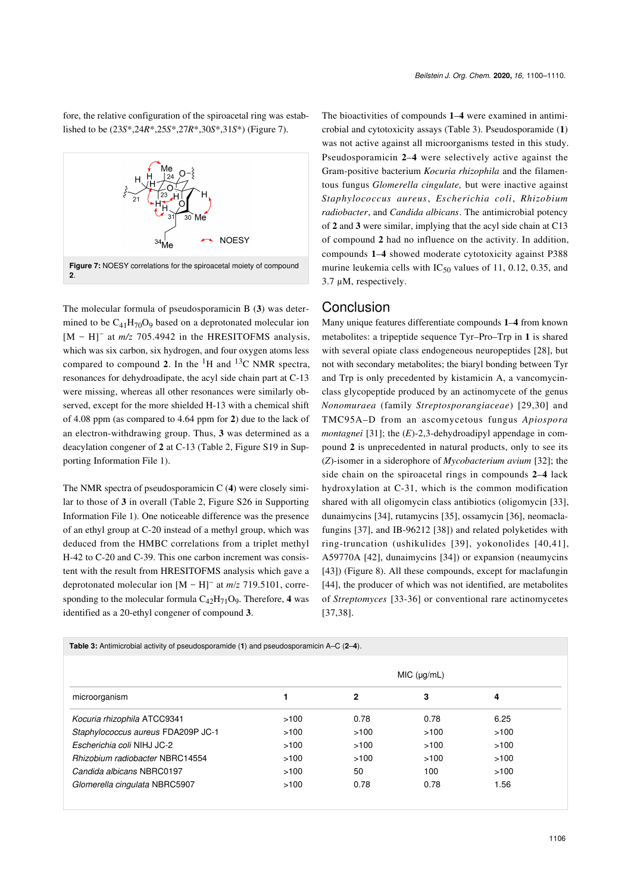fore, the relative configuration of the spiroacetal ring was established to be (23*S**,24*R**,25*S**,27*R**,30*S**,31*S**) (Figure 7).

**Figure 7:** NOESY correlations for the spiroacetal moiety of compound **2**.

The molecular formula of pseudosporamicin B (**3**) was determined to be $C_{41}H_{70}O_9$ based on a deprotonated molecular ion $[M - H]^-$ at *m/z* 705.4942 in the HRESITOFMS analysis, which was six carbon, six hydrogen, and four oxygen atoms less compared to compound **2**. In the $^1H$ and $^{13}C$ NMR spectra, resonances for dehydroadipate, the acyl side chain part at C-13 were missing, whereas all other resonances were similarly observed, except for the more shielded H-13 with a chemical shift of 4.08 ppm (as compared to 4.64 ppm for **2**) due to the lack of an electron-withdrawing group. Thus, **3** was determined as a deacylation congener of **2** at C-13 (Table 2, Figure S19 in Supporting Information File 1).

The NMR spectra of pseudosporamicin C (**4**) were closely similar to those of **3** in overall (Table 2, Figure S26 in Supporting Information File 1). One noticeable difference was the presence of an ethyl group at C-20 instead of a methyl group, which was deduced from the HMBC correlations from a triplet methyl H-42 to C-20 and C-39. This one carbon increment was consistent with the result from HRESITOFMS analysis which gave a deprotonated molecular ion $[M - H]^-$ at *m/z* 719.5101, corresponding to the molecular formula $C_{42}H_{71}O_9$. Therefore, **4** was identified as a 20-ethyl congener of compound **3**.

The bioactivities of compounds **1**–**4** were examined in antimicrobial and cytotoxicity assays (Table 3). Pseudosporamide (**1**) was not active against all microorganisms tested in this study. Pseudosporamicin **2**–**4** were selectively active against the Gram-positive bacterium *Kocuria rhizophila* and the filamentous fungus *Glomerella cingulate,* but were inactive against *Staphylococcus aureus*, *Escherichia coli*, *Rhizobium radiobacter*, and *Candida albicans*. The antimicrobial potency of **2** and **3** were similar, implying that the acyl side chain at C13 of compound **2** had no influence on the activity. In addition, compounds **1**–**4** showed moderate cytotoxicity against P388 murine leukemia cells with $IC_{50}$ values of 11, 0.12, 0.35, and 3.7 µM, respectively.

## Conclusion

Many unique features differentiate compounds **1**–**4** from known metabolites: a tripeptide sequence Tyr–Pro–Trp in **1** is shared with several opiate class endogeneous neuropeptides [28], but not with secondary metabolites; the biaryl bonding between Tyr and Trp is only precedented by kistamicin A, a vancomycin-class glycopeptide produced by an actinomycete of the genus *Nonomuraea* (family *Streptosporangiaceae*) [29,30] and TMC95A–D from an ascomycetous fungus *Apiospora montagnei* [31]; the (*E*)-2,3-dehydroadipyl appendage in compound **2** is unprecedented in natural products, only to see its (*Z*)-isomer in a siderophore of *Mycobacterium avium* [32]; the side chain on the spiroacetal rings in compounds **2**–**4** lack hydroxylation at C-31, which is the common modification shared with all oligomycin class antibiotics (oligomycin [33], dunaimycins [34], rutamycins [35], ossamycin [36], neomaclafungins [37], and IB-96212 [38]) and related polyketides with ring-truncation (ushikulides [39], yokonolides [40,41], A59770A [42], dunaimycins [34]) or expansion (neaumycins [43]) (Figure 8). All these compounds, except for maclafungin [44], the producer of which was not identified, are metabolites of *Streptomyces* [33-36] or conventional rare actinomycetes [37,38].

**Table 3:** Antimicrobial activity of pseudosporamide (**1**) and pseudosporamicin A–C (**2**–**4**).

| | MIC (µg/mL) | | | |
|---|---|---|---|---|
| microorganism | **1** | **2** | **3** | **4** |
| *Kocuria rhizophila* ATCC9341 | >100 | 0.78 | 0.78 | 6.25 |
| *Staphylococcus aureus* FDA209P JC-1 | >100 | >100 | >100 | >100 |
| *Escherichia coli* NIHJ JC-2 | >100 | >100 | >100 | >100 |
| *Rhizobium radiobacter* NBRC14554 | >100 | >100 | >100 | >100 |
| *Candida albicans* NBRC0197 | >100 | 50 | 100 | >100 |
| *Glomerella cingulata* NBRC5907 | >100 | 0.78 | 0.78 | 1.56 |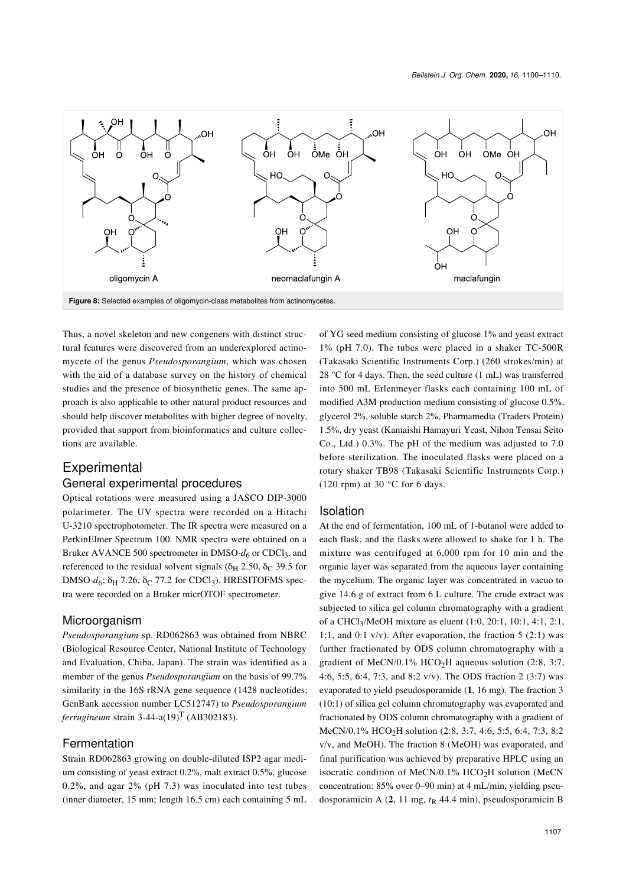**Figure 8:** Selected examples of oligomycin-class metabolites from actinomycetes.

Thus, a novel skeleton and new congeners with distinct structural features were discovered from an underexplored actinomycete of the genus *Pseudosporangium*, which was chosen with the aid of a database survey on the history of chemical studies and the presence of biosynthetic genes. The same approach is also applicable to other natural product resources and should help discover metabolites with higher degree of novelty, provided that support from bioinformatics and culture collections are available.

# Experimental

## General experimental procedures

Optical rotations were measured using a JASCO DIP-3000 polarimeter. The UV spectra were recorded on a Hitachi U-3210 spectrophotometer. The IR spectra were measured on a PerkinElmer Spectrum 100. NMR spectra were obtained on a Bruker AVANCE 500 spectrometer in DMSO-$d_6$ or $CDCl_3$, and referenced to the residual solvent signals ($\delta_H$ 2.50, $\delta_C$ 39.5 for DMSO-$d_6$; $\delta_H$ 7.26, $\delta_C$ 77.2 for $CDCl_3$). HRESITOFMS spectra were recorded on a Bruker micrOTOF spectrometer.

## Microorganism

*Pseudosporangium* sp. RD062863 was obtained from NBRC (Biological Resource Center, National Institute of Technology and Evaluation, Chiba, Japan). The strain was identified as a member of the genus *Pseudosporangium* on the basis of 99.7% similarity in the 16S rRNA gene sequence (1428 nucleotides; GenBank accession number LC512747) to *Pseudosporangium ferrugineum* strain 3-44-a(19)$^{T}$ (AB302183).

## Fermentation

Strain RD062863 growing on double-diluted ISP2 agar medium consisting of yeast extract 0.2%, malt extract 0.5%, glucose 0.2%, and agar 2% (pH 7.3) was inoculated into test tubes (inner diameter, 15 mm; length 16.5 cm) each containing 5 mL of YG seed medium consisting of glucose 1% and yeast extract 1% (pH 7.0). The tubes were placed in a shaker TC-500R (Takasaki Scientific Instruments Corp.) (260 strokes/min) at 28 °C for 4 days. Then, the seed culture (1 mL) was transferred into 500 mL Erlenmeyer flasks each containing 100 mL of modified A3M production medium consisting of glucose 0.5%, glycerol 2%, soluble starch 2%, Pharmamedia (Traders Protein) 1.5%, dry yeast (Kamaishi Hamayuri Yeast, Nihon Tensai Seito Co., Ltd.) 0.3%. The pH of the medium was adjusted to 7.0 before sterilization. The inoculated flasks were placed on a rotary shaker TB98 (Takasaki Scientific Instruments Corp.) (120 rpm) at 30 °C for 6 days.

## Isolation

At the end of fermentation, 100 mL of 1-butanol were added to each flask, and the flasks were allowed to shake for 1 h. The mixture was centrifuged at 6,000 rpm for 10 min and the organic layer was separated from the aqueous layer containing the mycelium. The organic layer was concentrated in vacuo to give 14.6 g of extract from 6 L culture. The crude extract was subjected to silica gel column chromatography with a gradient of a $CHCl_3$/MeOH mixture as eluent (1:0, 20:1, 10:1, 4:1, 2:1, 1:1, and 0:1 v/v). After evaporation, the fraction 5 (2:1) was further fractionated by ODS column chromatography with a gradient of MeCN/0.1% $HCO_2H$ aqueous solution (2:8, 3:7, 4:6, 5:5, 6:4, 7:3, and 8:2 v/v). The ODS fraction 2 (3:7) was evaporated to yield pseudosporamide (**1**, 16 mg). The fraction 3 (10:1) of silica gel column chromatography was evaporated and fractionated by ODS column chromatography with a gradient of MeCN/0.1% $HCO_2H$ solution (2:8, 3:7, 4:6, 5:5, 6:4, 7:3, 8:2 v/v, and MeOH). The fraction 8 (MeOH) was evaporated, and final purification was achieved by preparative HPLC using an isocratic condition of MeCN/0.1% $HCO_2H$ solution (MeCN concentration: 85% over 0–90 min) at 4 mL/min, yielding pseudosporamicin A (**2**, 11 mg, $t_R$ 44.4 min), pseudosporamicin B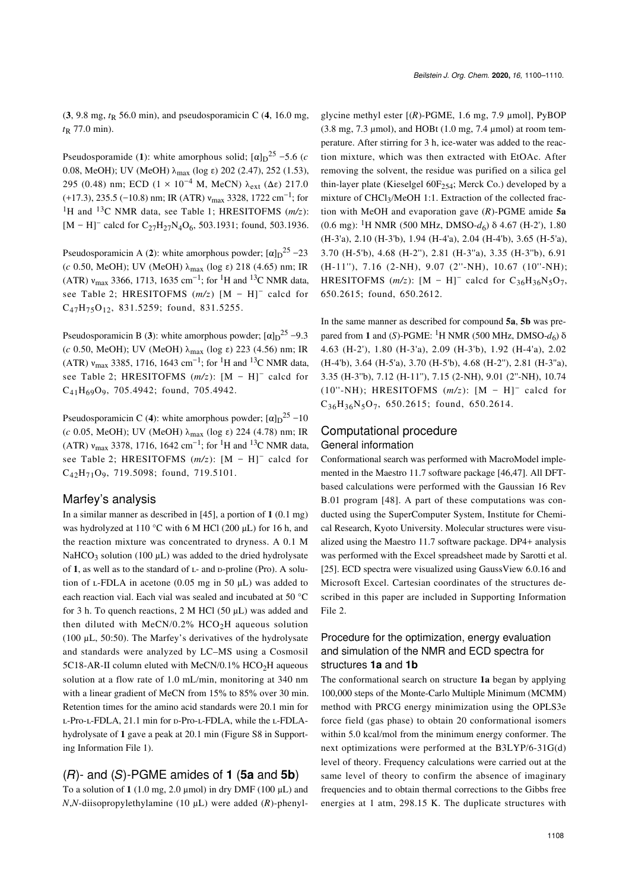(**3**, 9.8 mg, $t_R$ 56.0 min), and pseudosporamicin C (**4**, 16.0 mg, $t_R$ 77.0 min).

Pseudosporamide (**1**): white amorphous solid; $[\alpha]_D^{25}$ −5.6 (*c* 0.08, MeOH); UV (MeOH) $\lambda_{max}$ (log ε) 202 (2.47), 252 (1.53), 295 (0.48) nm; ECD ($1 \times 10^{-4}$ M, MeCN) $\lambda_{ext}$ (Δε) 217.0 (+17.3), 235.5 (−10.8) nm; IR (ATR) $\nu_{max}$ 3328, 1722 $cm^{-1}$; for $^1H$ and $^{13}C$ NMR data, see Table 1; HRESITOFMS (*m/z*): $[M - H]^-$ calcd for $C_{27}H_{27}N_4O_6$, 503.1931; found, 503.1936.

Pseudosporamicin A (**2**): white amorphous powder; $[\alpha]_D^{25}$ −23 (*c* 0.50, MeOH); UV (MeOH) $\lambda_{max}$ (log ε) 218 (4.65) nm; IR (ATR) $\nu_{max}$ 3366, 1713, 1635 $cm^{-1}$; for $^1H$ and $^{13}C$ NMR data, see Table 2; HRESITOFMS (*m/z*) $[M - H]^-$ calcd for $C_{47}H_{75}O_{12}$, 831.5259; found, 831.5255.

Pseudosporamicin B (**3**): white amorphous powder; $[\alpha]_D^{25}$ −9.3 (*c* 0.50, MeOH); UV (MeOH) $\lambda_{max}$ (log ε) 223 (4.56) nm; IR (ATR) $\nu_{max}$ 3385, 1716, 1643 $cm^{-1}$; for $^1H$ and $^{13}C$ NMR data, see Table 2; HRESITOFMS (*m/z*): $[M - H]^-$ calcd for $C_{41}H_{69}O_9$, 705.4942; found, 705.4942.

Pseudosporamicin C (**4**): white amorphous powder; $[\alpha]_D^{25}$ −10 (*c* 0.05, MeOH); UV (MeOH) $\lambda_{max}$ (log ε) 224 (4.78) nm; IR (ATR) $\nu_{max}$ 3378, 1716, 1642 $cm^{-1}$; for $^1H$ and $^{13}C$ NMR data, see Table 2; HRESITOFMS (*m/z*): $[M - H]^-$ calcd for $C_{42}H_{71}O_9$, 719.5098; found, 719.5101.

## Marfey's analysis

In a similar manner as described in [45], a portion of **1** (0.1 mg) was hydrolyzed at 110 °C with 6 M HCl (200 μL) for 16 h, and the reaction mixture was concentrated to dryness. A 0.1 M $NaHCO_3$ solution (100 μL) was added to the dried hydrolysate of **1**, as well as to the standard of L- and D-proline (Pro). A solution of L-FDLA in acetone (0.05 mg in 50 μL) was added to each reaction vial. Each vial was sealed and incubated at 50 °C for 3 h. To quench reactions, 2 M HCl (50 μL) was added and then diluted with MeCN/0.2% $HCO_2H$ aqueous solution (100 μL, 50:50). The Marfey's derivatives of the hydrolysate and standards were analyzed by LC–MS using a Cosmosil 5C18-AR-II column eluted with MeCN/0.1% $HCO_2H$ aqueous solution at a flow rate of 1.0 mL/min, monitoring at 340 nm with a linear gradient of MeCN from 15% to 85% over 30 min. Retention times for the amino acid standards were 20.1 min for L-Pro-L-FDLA, 21.1 min for D-Pro-L-FDLA, while the L-FDLA-hydrolysate of **1** gave a peak at 20.1 min (Figure S8 in Supporting Information File 1).

## (*R*)- and (*S*)-PGME amides of 1 (5a and 5b)

To a solution of **1** (1.0 mg, 2.0 μmol) in dry DMF (100 μL) and *N*,*N*-diisopropylethylamine (10 μL) were added (*R*)-phenylglycine methyl ester [(*R*)-PGME, 1.6 mg, 7.9 μmol], PyBOP (3.8 mg, 7.3 μmol), and HOBt (1.0 mg, 7.4 μmol) at room temperature. After stirring for 3 h, ice-water was added to the reaction mixture, which was then extracted with EtOAc. After removing the solvent, the residue was purified on a silica gel thin-layer plate (Kieselgel $60F_{254}$; Merck Co.) developed by a mixture of $CHCl_3$/MeOH 1:1. Extraction of the collected fraction with MeOH and evaporation gave (*R*)-PGME amide **5a** (0.6 mg): $^1H$ NMR (500 MHz, DMSO-$d_6$) δ 4.67 (H-2'), 1.80 (H-3'a), 2.10 (H-3'b), 1.94 (H-4'a), 2.04 (H-4'b), 3.65 (H-5'a), 3.70 (H-5'b), 4.68 (H-2''), 2.81 (H-3''a), 3.35 (H-3''b), 6.91 (H-11''), 7.16 (2-NH), 9.07 (2''-NH), 10.67 (10''-NH); HRESITOFMS (*m/z*): $[M - H]^-$ calcd for $C_{36}H_{36}N_5O_7$, 650.2615; found, 650.2612.

In the same manner as described for compound **5a**, **5b** was prepared from **1** and (*S*)-PGME: $^1H$ NMR (500 MHz, DMSO-$d_6$) δ 4.63 (H-2'), 1.80 (H-3'a), 2.09 (H-3'b), 1.92 (H-4'a), 2.02 (H-4'b), 3.64 (H-5'a), 3.70 (H-5'b), 4.68 (H-2''), 2.81 (H-3''a), 3.35 (H-3''b), 7.12 (H-11''), 7.15 (2-NH), 9.01 (2''-NH), 10.74 (10''-NH); HRESITOFMS (*m/z*): $[M - H]^-$ calcd for $C_{36}H_{36}N_5O_7$, 650.2615; found, 650.2614.

# Computational procedure

## General information

Conformational search was performed with MacroModel implemented in the Maestro 11.7 software package [46,47]. All DFT-based calculations were performed with the Gaussian 16 Rev B.01 program [48]. A part of these computations was conducted using the SuperComputer System, Institute for Chemical Research, Kyoto University. Molecular structures were visualized using the Maestro 11.7 software package. DP4+ analysis was performed with the Excel spreadsheet made by Sarotti et al. [25]. ECD spectra were visualized using GaussView 6.0.16 and Microsoft Excel. Cartesian coordinates of the structures described in this paper are included in Supporting Information File 2.

## Procedure for the optimization, energy evaluation and simulation of the NMR and ECD spectra for structures 1a and 1b

The conformational search on structure **1a** began by applying 100,000 steps of the Monte-Carlo Multiple Minimum (MCMM) method with PRCG energy minimization using the OPLS3e force field (gas phase) to obtain 20 conformational isomers within 5.0 kcal/mol from the minimum energy conformer. The next optimizations were performed at the B3LYP/6-31G(d) level of theory. Frequency calculations were carried out at the same level of theory to confirm the absence of imaginary frequencies and to obtain thermal corrections to the Gibbs free energies at 1 atm, 298.15 K. The duplicate structures with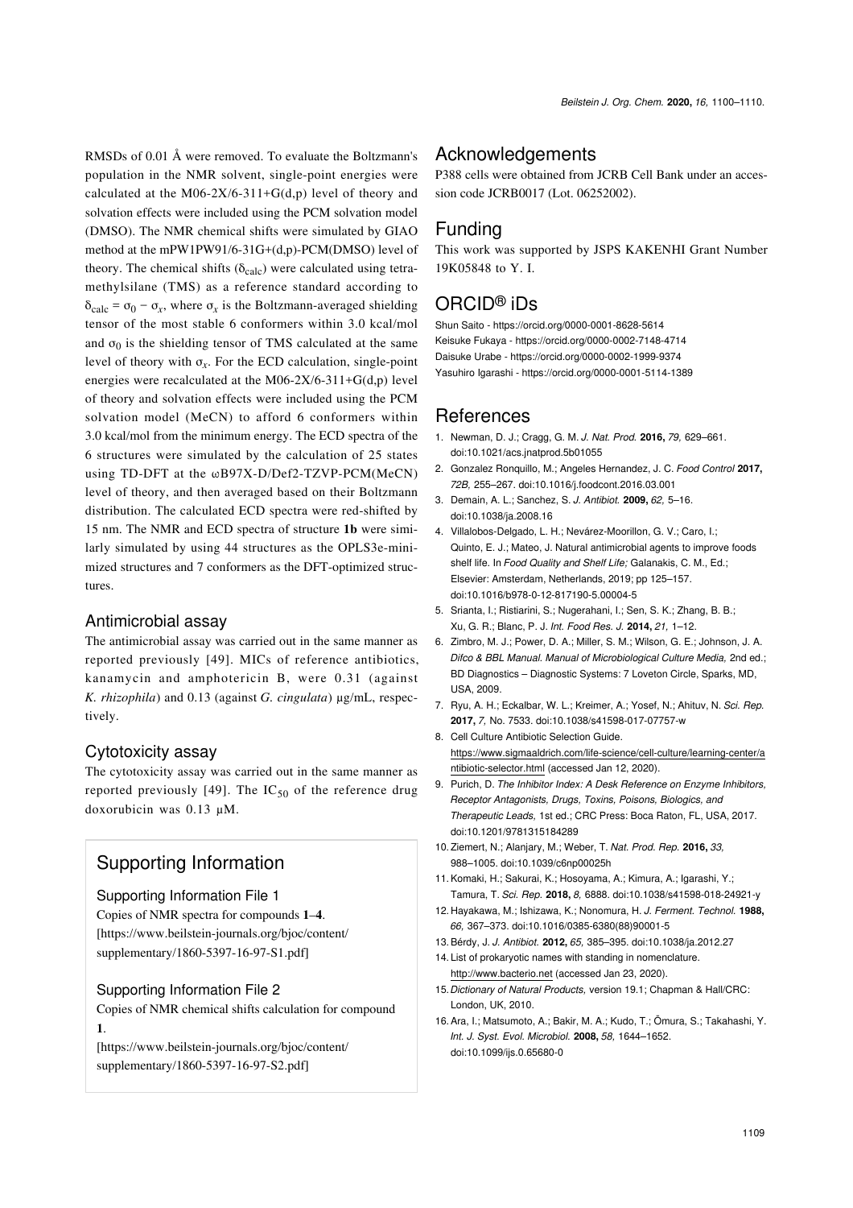RMSDs of 0.01 Å were removed. To evaluate the Boltzmann's population in the NMR solvent, single-point energies were calculated at the M06-2X/6-311+G(d,p) level of theory and solvation effects were included using the PCM solvation model (DMSO). The NMR chemical shifts were simulated by GIAO method at the mPW1PW91/6-31G+(d,p)-PCM(DMSO) level of theory. The chemical shifts ($\delta_{calc}$) were calculated using tetramethylsilane (TMS) as a reference standard according to $\delta_{calc} = \sigma_0 - \sigma_x$, where $\sigma_x$ is the Boltzmann-averaged shielding tensor of the most stable 6 conformers within 3.0 kcal/mol and $\sigma_0$ is the shielding tensor of TMS calculated at the same level of theory with $\sigma_x$. For the ECD calculation, single-point energies were recalculated at the M06-2X/6-311+G(d,p) level of theory and solvation effects were included using the PCM solvation model (MeCN) to afford 6 conformers within 3.0 kcal/mol from the minimum energy. The ECD spectra of the 6 structures were simulated by the calculation of 25 states using TD-DFT at the ωB97X-D/Def2-TZVP-PCM(MeCN) level of theory, and then averaged based on their Boltzmann distribution. The calculated ECD spectra were red-shifted by 15 nm. The NMR and ECD spectra of structure **1b** were similarly simulated by using 44 structures as the OPLS3e-minimized structures and 7 conformers as the DFT-optimized structures.

### Antimicrobial assay

The antimicrobial assay was carried out in the same manner as reported previously [49]. MICs of reference antibiotics, kanamycin and amphotericin B, were 0.31 (against *K. rhizophila*) and 0.13 (against *G. cingulata*) µg/mL, respectively.

### Cytotoxicity assay

The cytotoxicity assay was carried out in the same manner as reported previously [49]. The $IC_{50}$ of the reference drug doxorubicin was 0.13 µM.

## Supporting Information

### Supporting Information File 1

Copies of NMR spectra for compounds **1**–**4**.
[https://www.beilstein-journals.org/bjoc/content/supplementary/1860-5397-16-97-S1.pdf]

### Supporting Information File 2

Copies of NMR chemical shifts calculation for compound **1**.
[https://www.beilstein-journals.org/bjoc/content/supplementary/1860-5397-16-97-S2.pdf]

## Acknowledgements

P388 cells were obtained from JCRB Cell Bank under an accession code JCRB0017 (Lot. 06252002).

## Funding

This work was supported by JSPS KAKENHI Grant Number 19K05848 to Y. I.

## ORCID® iDs

Shun Saito - https://orcid.org/0000-0001-8628-5614
Keisuke Fukaya - https://orcid.org/0000-0002-7148-4714
Daisuke Urabe - https://orcid.org/0000-0002-1999-9374
Yasuhiro Igarashi - https://orcid.org/0000-0001-5114-1389

## References

1. Newman, D. J.; Cragg, G. M. *J. Nat. Prod.* **2016,** *79,* 629–661. doi:10.1021/acs.jnatprod.5b01055
2. Gonzalez Ronquillo, M.; Angeles Hernandez, J. C. *Food Control* **2017,** *72B,* 255–267. doi:10.1016/j.foodcont.2016.03.001
3. Demain, A. L.; Sanchez, S. *J. Antibiot.* **2009,** *62,* 5–16. doi:10.1038/ja.2008.16
4. Villalobos-Delgado, L. H.; Nevárez-Moorillon, G. V.; Caro, I.; Quinto, E. J.; Mateo, J. Natural antimicrobial agents to improve foods shelf life. In *Food Quality and Shelf Life;* Galanakis, C. M., Ed.; Elsevier: Amsterdam, Netherlands, 2019; pp 125–157. doi:10.1016/b978-0-12-817190-5.00004-5
5. Srianta, I.; Ristiarini, S.; Nugerahani, I.; Sen, S. K.; Zhang, B. B.; Xu, G. R.; Blanc, P. J. *Int. Food Res. J.* **2014,** *21,* 1–12.
6. Zimbro, M. J.; Power, D. A.; Miller, S. M.; Wilson, G. E.; Johnson, J. A. *Difco & BBL Manual. Manual of Microbiological Culture Media,* 2nd ed.; BD Diagnostics – Diagnostic Systems: 7 Loveton Circle, Sparks, MD, USA, 2009.
7. Ryu, A. H.; Eckalbar, W. L.; Kreimer, A.; Yosef, N.; Ahituv, N. *Sci. Rep.* **2017,** *7,* No. 7533. doi:10.1038/s41598-017-07757-w
8. Cell Culture Antibiotic Selection Guide. https://www.sigmaaldrich.com/life-science/cell-culture/learning-center/antibiotic-selector.html (accessed Jan 12, 2020).
9. Purich, D. *The Inhibitor Index: A Desk Reference on Enzyme Inhibitors, Receptor Antagonists, Drugs, Toxins, Poisons, Biologics, and Therapeutic Leads,* 1st ed.; CRC Press: Boca Raton, FL, USA, 2017. doi:10.1201/9781315184289
10. Ziemert, N.; Alanjary, M.; Weber, T. *Nat. Prod. Rep.* **2016,** *33,* 988–1005. doi:10.1039/c6np00025h
11. Komaki, H.; Sakurai, K.; Hosoyama, A.; Kimura, A.; Igarashi, Y.; Tamura, T. *Sci. Rep.* **2018,** *8,* 6888. doi:10.1038/s41598-018-24921-y
12. Hayakawa, M.; Ishizawa, K.; Nonomura, H. *J. Ferment. Technol.* **1988,** *66,* 367–373. doi:10.1016/0385-6380(88)90001-5
13. Bérdy, J. *J. Antibiot.* **2012,** *65,* 385–395. doi:10.1038/ja.2012.27
14. List of prokaryotic names with standing in nomenclature. http://www.bacterio.net (accessed Jan 23, 2020).
15. *Dictionary of Natural Products,* version 19.1; Chapman & Hall/CRC: London, UK, 2010.
16. Ara, I.; Matsumoto, A.; Bakir, M. A.; Kudo, T.; Ōmura, S.; Takahashi, Y. *Int. J. Syst. Evol. Microbiol.* **2008,** *58,* 1644–1652. doi:10.1099/ijs.0.65680-0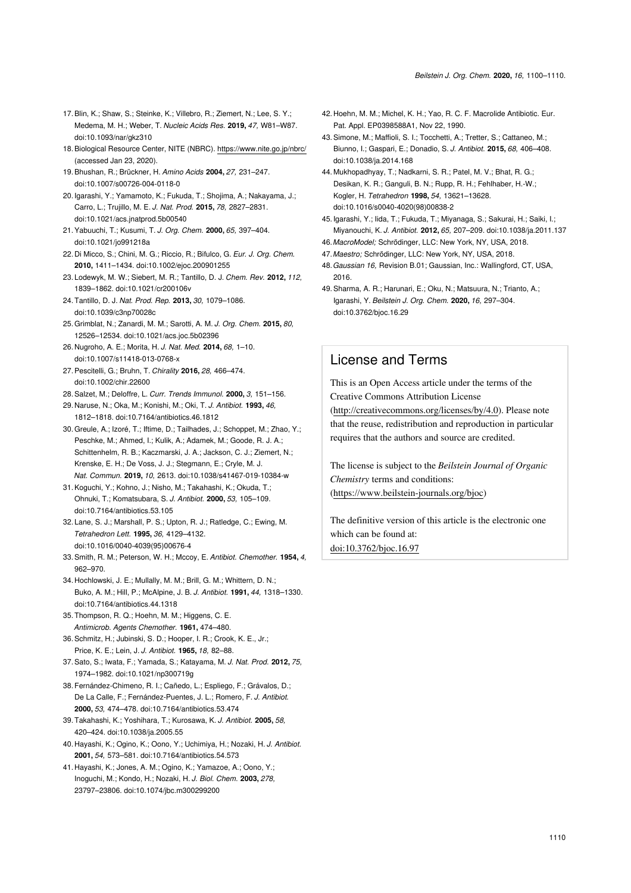17. Blin, K.; Shaw, S.; Steinke, K.; Villebro, R.; Ziemert, N.; Lee, S. Y.; Medema, M. H.; Weber, T. *Nucleic Acids Res.* **2019,** *47,* W81–W87. doi:10.1093/nar/gkz310
18. Biological Resource Center, NITE (NBRC). https://www.nite.go.jp/nbrc/ (accessed Jan 23, 2020).
19. Bhushan, R.; Brückner, H. *Amino Acids* **2004,** *27,* 231–247. doi:10.1007/s00726-004-0118-0
20. Igarashi, Y.; Yamamoto, K.; Fukuda, T.; Shojima, A.; Nakayama, J.; Carro, L.; Trujillo, M. E. *J. Nat. Prod.* **2015,** *78,* 2827–2831. doi:10.1021/acs.jnatprod.5b00540
21. Yabuuchi, T.; Kusumi, T. *J. Org. Chem.* **2000,** *65,* 397–404. doi:10.1021/jo991218a
22. Di Micco, S.; Chini, M. G.; Riccio, R.; Bifulco, G. *Eur. J. Org. Chem.* **2010,** 1411–1434. doi:10.1002/ejoc.200901255
23. Lodewyk, M. W.; Siebert, M. R.; Tantillo, D. J. *Chem. Rev.* **2012,** *112,* 1839–1862. doi:10.1021/cr200106v
24. Tantillo, D. J. *Nat. Prod. Rep.* **2013,** *30,* 1079–1086. doi:10.1039/c3np70028c
25. Grimblat, N.; Zanardi, M. M.; Sarotti, A. M. *J. Org. Chem.* **2015,** *80,* 12526–12534. doi:10.1021/acs.joc.5b02396
26. Nugroho, A. E.; Morita, H. *J. Nat. Med.* **2014,** *68,* 1–10. doi:10.1007/s11418-013-0768-x
27. Pescitelli, G.; Bruhn, T. *Chirality* **2016,** *28,* 466–474. doi:10.1002/chir.22600
28. Salzet, M.; Deloffre, L. *Curr. Trends Immunol.* **2000,** *3,* 151–156.
29. Naruse, N.; Oka, M.; Konishi, M.; Oki, T. *J. Antibiot.* **1993,** *46,* 1812–1818. doi:10.7164/antibiotics.46.1812
30. Greule, A.; Izoré, T.; Iftime, D.; Tailhades, J.; Schoppet, M.; Zhao, Y.; Peschke, M.; Ahmed, I.; Kulik, A.; Adamek, M.; Goode, R. J. A.; Schittenhelm, R. B.; Kaczmarski, J. A.; Jackson, C. J.; Ziemert, N.; Krenske, E. H.; De Voss, J. J.; Stegmann, E.; Cryle, M. J. *Nat. Commun.* **2019,** *10,* 2613. doi:10.1038/s41467-019-10384-w
31. Koguchi, Y.; Kohno, J.; Nisho, M.; Takahashi, K.; Okuda, T.; Ohnuki, T.; Komatsubara, S. *J. Antibiot.* **2000,** *53,* 105–109. doi:10.7164/antibiotics.53.105
32. Lane, S. J.; Marshall, P. S.; Upton, R. J.; Ratledge, C.; Ewing, M. *Tetrahedron Lett.* **1995,** *36,* 4129–4132. doi:10.1016/0040-4039(95)00676-4
33. Smith, R. M.; Peterson, W. H.; Mccoy, E. *Antibiot. Chemother.* **1954,** *4,* 962–970.
34. Hochlowski, J. E.; Mullally, M. M.; Brill, G. M.; Whittern, D. N.; Buko, A. M.; Hill, P.; McAlpine, J. B. *J. Antibiot.* **1991,** *44,* 1318–1330. doi:10.7164/antibiotics.44.1318
35. Thompson, R. Q.; Hoehn, M. M.; Higgens, C. E. *Antimicrob. Agents Chemother.* **1961,** 474–480.
36. Schmitz, H.; Jubinski, S. D.; Hooper, I. R.; Crook, K. E., Jr.; Price, K. E.; Lein, J. *J. Antibiot.* **1965,** *18,* 82–88.
37. Sato, S.; Iwata, F.; Yamada, S.; Katayama, M. *J. Nat. Prod.* **2012,** *75,* 1974–1982. doi:10.1021/np300719g
38. Fernández-Chimeno, R. I.; Cañedo, L.; Espliego, F.; Grávalos, D.; De La Calle, F.; Fernández-Puentes, J. L.; Romero, F. *J. Antibiot.* **2000,** *53,* 474–478. doi:10.7164/antibiotics.53.474
39. Takahashi, K.; Yoshihara, T.; Kurosawa, K. *J. Antibiot.* **2005,** *58,* 420–424. doi:10.1038/ja.2005.55
40. Hayashi, K.; Ogino, K.; Oono, Y.; Uchimiya, H.; Nozaki, H. *J. Antibiot.* **2001,** *54,* 573–581. doi:10.7164/antibiotics.54.573
41. Hayashi, K.; Jones, A. M.; Ogino, K.; Yamazoe, A.; Oono, Y.; Inoguchi, M.; Kondo, H.; Nozaki, H. *J. Biol. Chem.* **2003,** *278,* 23797–23806. doi:10.1074/jbc.m300299200
42. Hoehn, M. M.; Michel, K. H.; Yao, R. C. F. Macrolide Antibiotic. Eur. Pat. Appl. EP0398588A1, Nov 22, 1990.
43. Simone, M.; Maffioli, S. I.; Tocchetti, A.; Tretter, S.; Cattaneo, M.; Biunno, I.; Gaspari, E.; Donadio, S. *J. Antibiot.* **2015,** *68,* 406–408. doi:10.1038/ja.2014.168
44. Mukhopadhyay, T.; Nadkarni, S. R.; Patel, M. V.; Bhat, R. G.; Desikan, K. R.; Ganguli, B. N.; Rupp, R. H.; Fehlhaber, H.-W.; Kogler, H. *Tetrahedron* **1998,** *54,* 13621–13628. doi:10.1016/s0040-4020(98)00838-2
45. Igarashi, Y.; Iida, T.; Fukuda, T.; Miyanaga, S.; Sakurai, H.; Saiki, I.; Miyanouchi, K. *J. Antibiot.* **2012,** *65,* 207–209. doi:10.1038/ja.2011.137
46. *MacroModel;* Schrödinger, LLC: New York, NY, USA, 2018.
47. *Maestro;* Schrödinger, LLC: New York, NY, USA, 2018.
48. *Gaussian 16,* Revision B.01; Gaussian, Inc.: Wallingford, CT, USA, 2016.
49. Sharma, A. R.; Harunari, E.; Oku, N.; Matsuura, N.; Trianto, A.; Igarashi, Y. *Beilstein J. Org. Chem.* **2020,** *16,* 297–304. doi:10.3762/bjoc.16.29

## License and Terms

This is an Open Access article under the terms of the Creative Commons Attribution License (http://creativecommons.org/licenses/by/4.0). Please note that the reuse, redistribution and reproduction in particular requires that the authors and source are credited.

The license is subject to the *Beilstein Journal of Organic Chemistry* terms and conditions: (https://www.beilstein-journals.org/bjoc)

The definitive version of this article is the electronic one which can be found at: doi:10.3762/bjoc.16.97